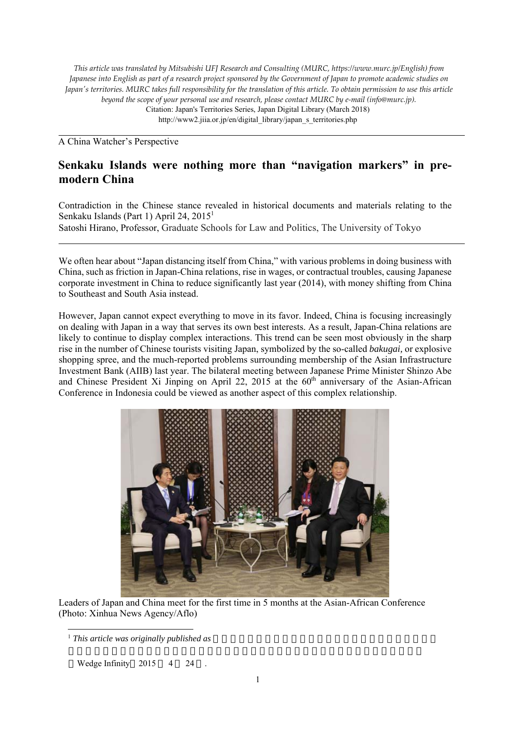*This article was translated by Mitsubishi UFJ Research and Consulting (MURC, https://www.murc.jp/English) from Japanese into English as part of a research project sponsored by the Government of Japan to promote academic studies on Japan's territories. MURC takes full responsibility for the translation of this article. To obtain permission to use this article beyond the scope of your personal use and research, please contact MURC by e-mail (info@murc.jp).*
Citation: Japan's Territories Series, Japan Digital Library (March 2018)
http://www2.jiia.or.jp/en/digital_library/japan_s_territories.php

---

A China Watcher's Perspective

# Senkaku Islands were nothing more than "navigation markers" in pre-modern China

Contradiction in the Chinese stance revealed in historical documents and materials relating to the Senkaku Islands (Part 1) April 24, 2015[1]
Satoshi Hirano, Professor, Graduate Schools for Law and Politics, The University of Tokyo

---

We often hear about "Japan distancing itself from China," with various problems in doing business with China, such as friction in Japan-China relations, rise in wages, or contractual troubles, causing Japanese corporate investment in China to reduce significantly last year (2014), with money shifting from China to Southeast and South Asia instead.

However, Japan cannot expect everything to move in its favor. Indeed, China is focusing increasingly on dealing with Japan in a way that serves its own best interests. As a result, Japan-China relations are likely to continue to display complex interactions. This trend can be seen most obviously in the sharp rise in the number of Chinese tourists visiting Japan, symbolized by the so-called *bakugai,* or explosive shopping spree, and the much-reported problems surrounding membership of the Asian Infrastructure Investment Bank (AIIB) last year. The bilateral meeting between Japanese Prime Minister Shinzo Abe and Chinese President Xi Jinping on April 22, 2015 at the 60th anniversary of the Asian-African Conference in Indonesia could be viewed as another aspect of this complex relationship.

Leaders of Japan and China meet for the first time in 5 months at the Asian-African Conference (Photo: Xinhua News Agency/Aflo)

---

[1] *This article was originally published as* 

Wedge Infinity 2015 4 24 .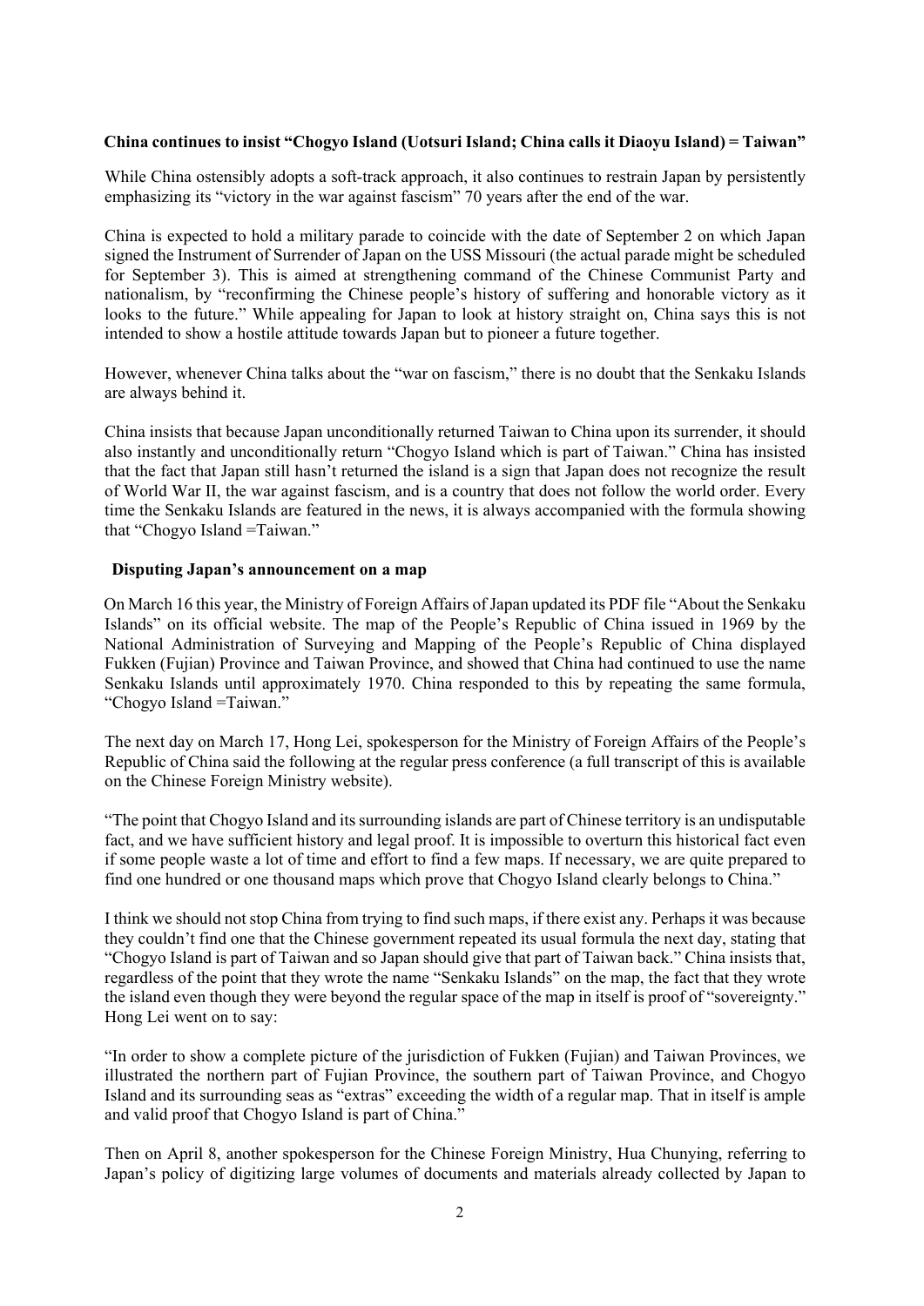### China continues to insist "Chogyo Island (Uotsuri Island; China calls it Diaoyu Island) = Taiwan"

While China ostensibly adopts a soft-track approach, it also continues to restrain Japan by persistently emphasizing its "victory in the war against fascism" 70 years after the end of the war.

China is expected to hold a military parade to coincide with the date of September 2 on which Japan signed the Instrument of Surrender of Japan on the USS Missouri (the actual parade might be scheduled for September 3). This is aimed at strengthening command of the Chinese Communist Party and nationalism, by "reconfirming the Chinese people's history of suffering and honorable victory as it looks to the future." While appealing for Japan to look at history straight on, China says this is not intended to show a hostile attitude towards Japan but to pioneer a future together.

However, whenever China talks about the "war on fascism," there is no doubt that the Senkaku Islands are always behind it.

China insists that because Japan unconditionally returned Taiwan to China upon its surrender, it should also instantly and unconditionally return "Chogyo Island which is part of Taiwan." China has insisted that the fact that Japan still hasn't returned the island is a sign that Japan does not recognize the result of World War II, the war against fascism, and is a country that does not follow the world order. Every time the Senkaku Islands are featured in the news, it is always accompanied with the formula showing that "Chogyo Island =Taiwan."

### Disputing Japan's announcement on a map

On March 16 this year, the Ministry of Foreign Affairs of Japan updated its PDF file "About the Senkaku Islands" on its official website. The map of the People's Republic of China issued in 1969 by the National Administration of Surveying and Mapping of the People's Republic of China displayed Fukken (Fujian) Province and Taiwan Province, and showed that China had continued to use the name Senkaku Islands until approximately 1970. China responded to this by repeating the same formula, "Chogyo Island =Taiwan."

The next day on March 17, Hong Lei, spokesperson for the Ministry of Foreign Affairs of the People's Republic of China said the following at the regular press conference (a full transcript of this is available on the Chinese Foreign Ministry website).

"The point that Chogyo Island and its surrounding islands are part of Chinese territory is an undisputable fact, and we have sufficient history and legal proof. It is impossible to overturn this historical fact even if some people waste a lot of time and effort to find a few maps. If necessary, we are quite prepared to find one hundred or one thousand maps which prove that Chogyo Island clearly belongs to China."

I think we should not stop China from trying to find such maps, if there exist any. Perhaps it was because they couldn't find one that the Chinese government repeated its usual formula the next day, stating that "Chogyo Island is part of Taiwan and so Japan should give that part of Taiwan back." China insists that, regardless of the point that they wrote the name "Senkaku Islands" on the map, the fact that they wrote the island even though they were beyond the regular space of the map in itself is proof of "sovereignty." Hong Lei went on to say:

"In order to show a complete picture of the jurisdiction of Fukken (Fujian) and Taiwan Provinces, we illustrated the northern part of Fujian Province, the southern part of Taiwan Province, and Chogyo Island and its surrounding seas as "extras" exceeding the width of a regular map. That in itself is ample and valid proof that Chogyo Island is part of China."

Then on April 8, another spokesperson for the Chinese Foreign Ministry, Hua Chunying, referring to Japan's policy of digitizing large volumes of documents and materials already collected by Japan to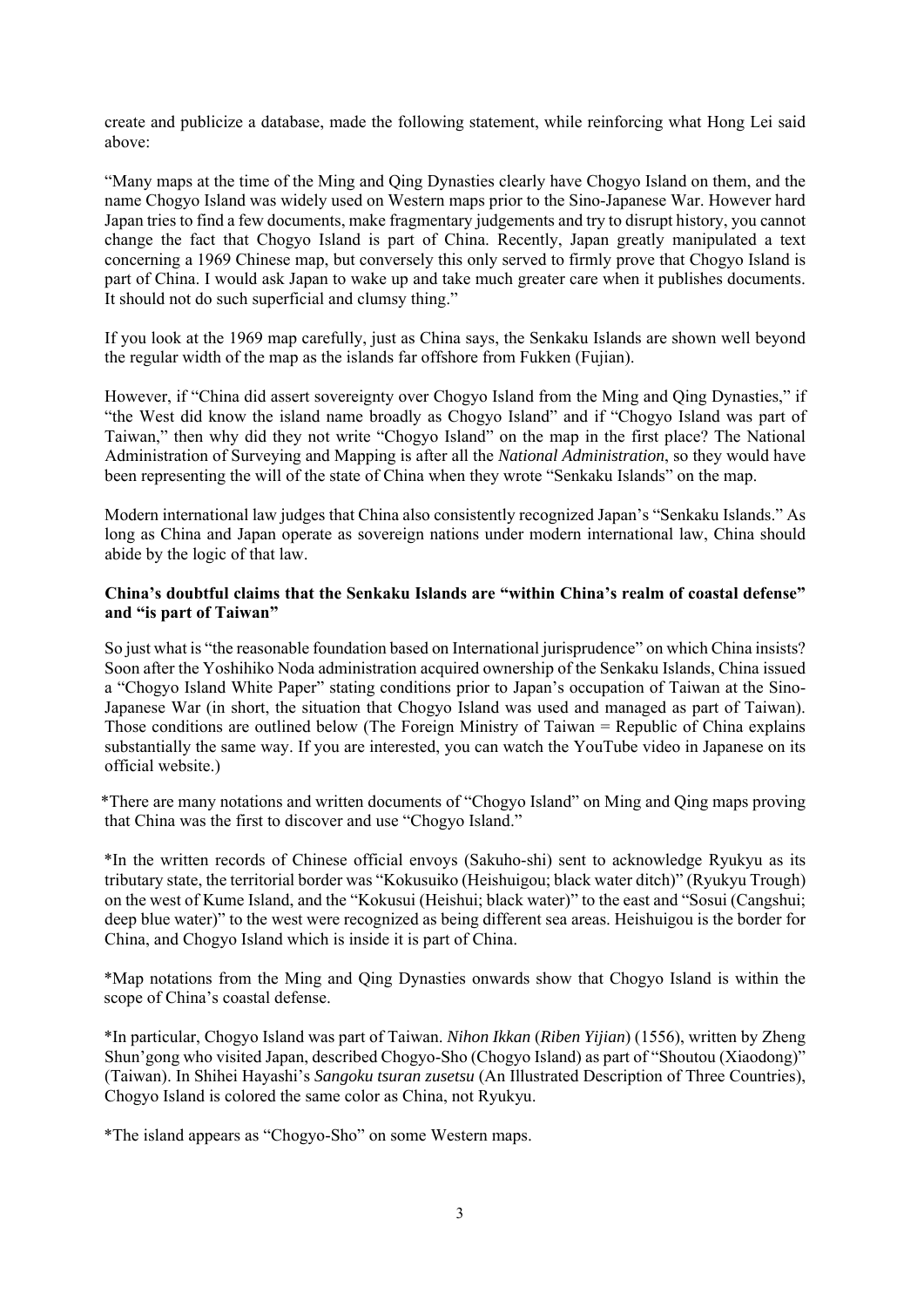create and publicize a database, made the following statement, while reinforcing what Hong Lei said above:

"Many maps at the time of the Ming and Qing Dynasties clearly have Chogyo Island on them, and the name Chogyo Island was widely used on Western maps prior to the Sino-Japanese War. However hard Japan tries to find a few documents, make fragmentary judgements and try to disrupt history, you cannot change the fact that Chogyo Island is part of China. Recently, Japan greatly manipulated a text concerning a 1969 Chinese map, but conversely this only served to firmly prove that Chogyo Island is part of China. I would ask Japan to wake up and take much greater care when it publishes documents. It should not do such superficial and clumsy thing."

If you look at the 1969 map carefully, just as China says, the Senkaku Islands are shown well beyond the regular width of the map as the islands far offshore from Fukken (Fujian).

However, if "China did assert sovereignty over Chogyo Island from the Ming and Qing Dynasties," if "the West did know the island name broadly as Chogyo Island" and if "Chogyo Island was part of Taiwan," then why did they not write "Chogyo Island" on the map in the first place? The National Administration of Surveying and Mapping is after all the *National Administration*, so they would have been representing the will of the state of China when they wrote "Senkaku Islands" on the map.

Modern international law judges that China also consistently recognized Japan's "Senkaku Islands." As long as China and Japan operate as sovereign nations under modern international law, China should abide by the logic of that law.

**China's doubtful claims that the Senkaku Islands are "within China's realm of coastal defense" and "is part of Taiwan"**

So just what is "the reasonable foundation based on International jurisprudence" on which China insists? Soon after the Yoshihiko Noda administration acquired ownership of the Senkaku Islands, China issued a "Chogyo Island White Paper" stating conditions prior to Japan's occupation of Taiwan at the Sino-Japanese War (in short, the situation that Chogyo Island was used and managed as part of Taiwan). Those conditions are outlined below (The Foreign Ministry of Taiwan = Republic of China explains substantially the same way. If you are interested, you can watch the YouTube video in Japanese on its official website.)

*There are many notations and written documents of "Chogyo Island" on Ming and Qing maps proving that China was the first to discover and use "Chogyo Island."

*In the written records of Chinese official envoys (Sakuho-shi) sent to acknowledge Ryukyu as its tributary state, the territorial border was "Kokusuiko (Heishuigou; black water ditch)" (Ryukyu Trough) on the west of Kume Island, and the "Kokusui (Heishui; black water)" to the east and "Sosui (Cangshui; deep blue water)" to the west were recognized as being different sea areas. Heishuigou is the border for China, and Chogyo Island which is inside it is part of China.

*Map notations from the Ming and Qing Dynasties onwards show that Chogyo Island is within the scope of China's coastal defense.

*In particular, Chogyo Island was part of Taiwan. *Nihon Ikkan* (*Riben Yijian*) (1556), written by Zheng Shun'gong who visited Japan, described Chogyo-Sho (Chogyo Island) as part of "Shoutou (Xiaodong)" (Taiwan). In Shihei Hayashi's *Sangoku tsuran zusetsu* (An Illustrated Description of Three Countries), Chogyo Island is colored the same color as China, not Ryukyu.

*The island appears as "Chogyo-Sho" on some Western maps.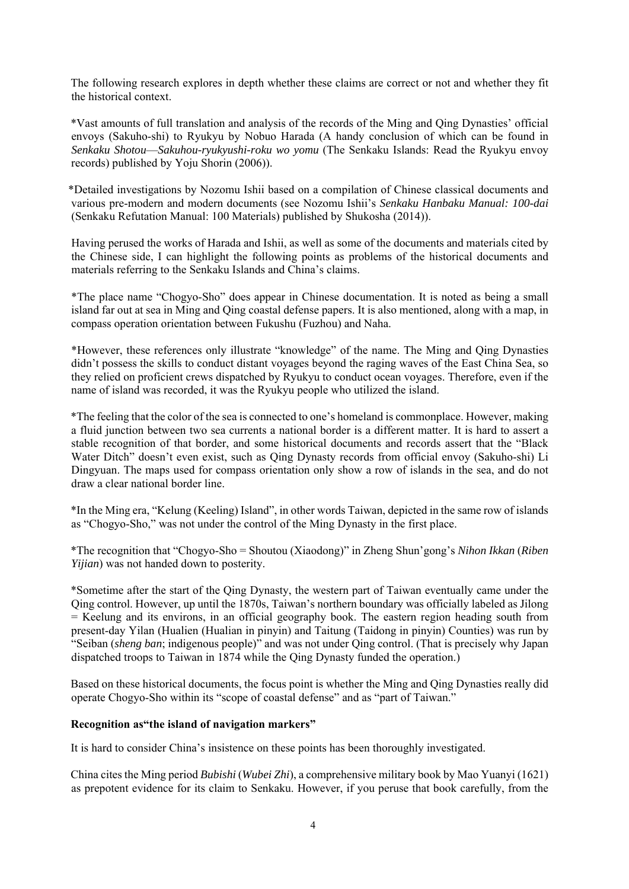The following research explores in depth whether these claims are correct or not and whether they fit the historical context.

*Vast amounts of full translation and analysis of the records of the Ming and Qing Dynasties' official envoys (Sakuho-shi) to Ryukyu by Nobuo Harada (A handy conclusion of which can be found in *Senkaku Shotou—Sakuhou-ryukyushi-roku wo yomu* (The Senkaku Islands: Read the Ryukyu envoy records) published by Yoju Shorin (2006)).

*Detailed investigations by Nozomu Ishii based on a compilation of Chinese classical documents and various pre-modern and modern documents (see Nozomu Ishii's *Senkaku Hanbaku Manual: 100-dai* (Senkaku Refutation Manual: 100 Materials) published by Shukosha (2014)).

Having perused the works of Harada and Ishii, as well as some of the documents and materials cited by the Chinese side, I can highlight the following points as problems of the historical documents and materials referring to the Senkaku Islands and China's claims.

*The place name "Chogyo-Sho" does appear in Chinese documentation. It is noted as being a small island far out at sea in Ming and Qing coastal defense papers. It is also mentioned, along with a map, in compass operation orientation between Fukushu (Fuzhou) and Naha.

*However, these references only illustrate "knowledge" of the name. The Ming and Qing Dynasties didn't possess the skills to conduct distant voyages beyond the raging waves of the East China Sea, so they relied on proficient crews dispatched by Ryukyu to conduct ocean voyages. Therefore, even if the name of island was recorded, it was the Ryukyu people who utilized the island.

*The feeling that the color of the sea is connected to one's homeland is commonplace. However, making a fluid junction between two sea currents a national border is a different matter. It is hard to assert a stable recognition of that border, and some historical documents and records assert that the "Black Water Ditch" doesn't even exist, such as Qing Dynasty records from official envoy (Sakuho-shi) Li Dingyuan. The maps used for compass orientation only show a row of islands in the sea, and do not draw a clear national border line.

*In the Ming era, "Kelung (Keeling) Island", in other words Taiwan, depicted in the same row of islands as "Chogyo-Sho," was not under the control of the Ming Dynasty in the first place.

*The recognition that "Chogyo-Sho = Shoutou (Xiaodong)" in Zheng Shun'gong's *Nihon Ikkan* (*Riben Yijian*) was not handed down to posterity.

*Sometime after the start of the Qing Dynasty, the western part of Taiwan eventually came under the Qing control. However, up until the 1870s, Taiwan's northern boundary was officially labeled as Jilong = Keelung and its environs, in an official geography book. The eastern region heading south from present-day Yilan (Hualien (Hualian in pinyin) and Taitung (Taidong in pinyin) Counties) was run by "Seiban (*sheng ban*; indigenous people)" and was not under Qing control. (That is precisely why Japan dispatched troops to Taiwan in 1874 while the Qing Dynasty funded the operation.)

Based on these historical documents, the focus point is whether the Ming and Qing Dynasties really did operate Chogyo-Sho within its "scope of coastal defense" and as "part of Taiwan."

**Recognition as"the island of navigation markers"**

It is hard to consider China's insistence on these points has been thoroughly investigated.

China cites the Ming period *Bubishi* (*Wubei Zhi*), a comprehensive military book by Mao Yuanyi (1621) as prepotent evidence for its claim to Senkaku. However, if you peruse that book carefully, from the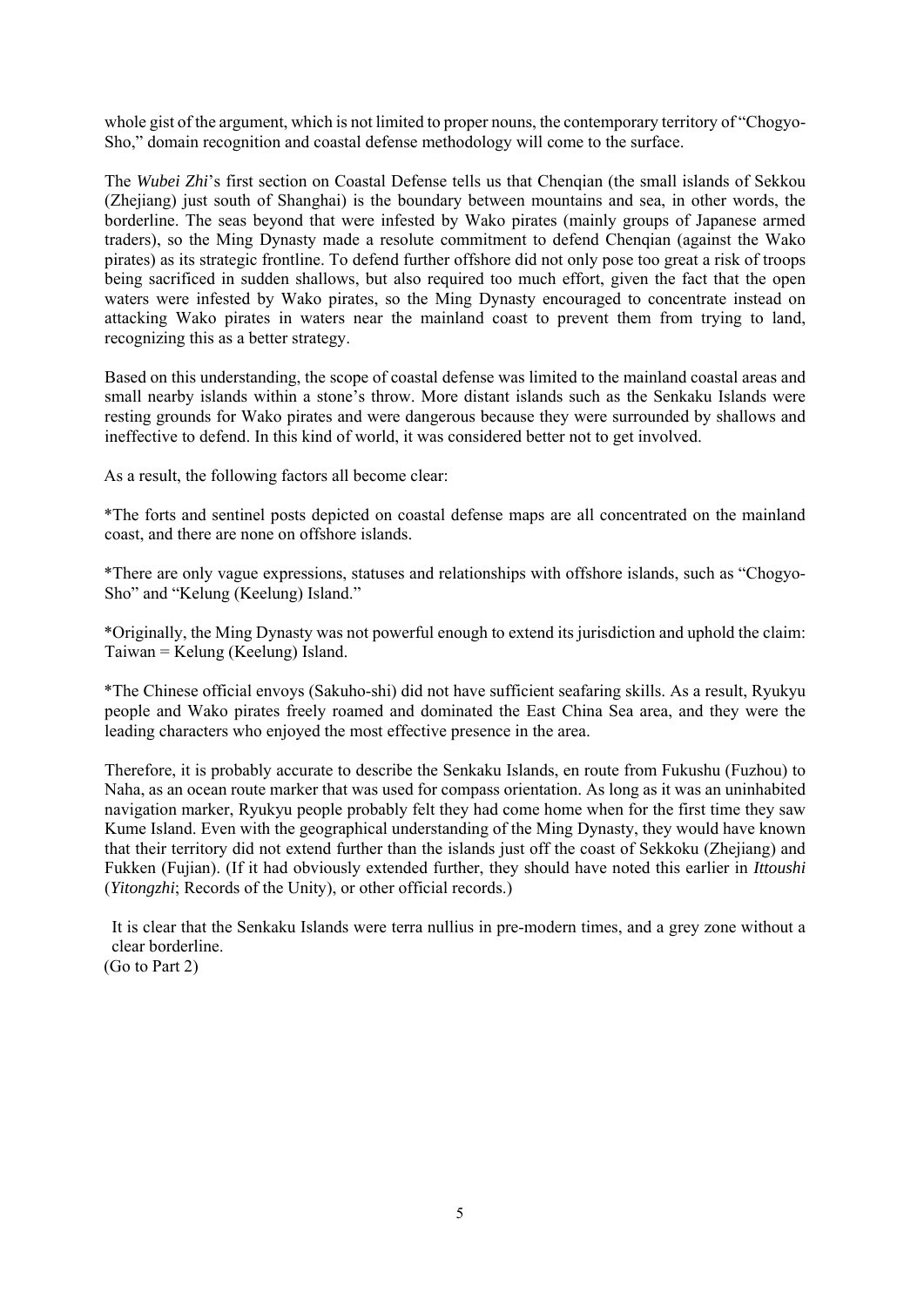whole gist of the argument, which is not limited to proper nouns, the contemporary territory of "Chogyo-Sho," domain recognition and coastal defense methodology will come to the surface.

The *Wubei Zhi*'s first section on Coastal Defense tells us that Chenqian (the small islands of Sekkou (Zhejiang) just south of Shanghai) is the boundary between mountains and sea, in other words, the borderline. The seas beyond that were infested by Wako pirates (mainly groups of Japanese armed traders), so the Ming Dynasty made a resolute commitment to defend Chenqian (against the Wako pirates) as its strategic frontline. To defend further offshore did not only pose too great a risk of troops being sacrificed in sudden shallows, but also required too much effort, given the fact that the open waters were infested by Wako pirates, so the Ming Dynasty encouraged to concentrate instead on attacking Wako pirates in waters near the mainland coast to prevent them from trying to land, recognizing this as a better strategy.

Based on this understanding, the scope of coastal defense was limited to the mainland coastal areas and small nearby islands within a stone's throw. More distant islands such as the Senkaku Islands were resting grounds for Wako pirates and were dangerous because they were surrounded by shallows and ineffective to defend. In this kind of world, it was considered better not to get involved.

As a result, the following factors all become clear:

*The forts and sentinel posts depicted on coastal defense maps are all concentrated on the mainland coast, and there are none on offshore islands.

*There are only vague expressions, statuses and relationships with offshore islands, such as "Chogyo-Sho" and "Kelung (Keelung) Island."

*Originally, the Ming Dynasty was not powerful enough to extend its jurisdiction and uphold the claim: Taiwan = Kelung (Keelung) Island.

*The Chinese official envoys (Sakuho-shi) did not have sufficient seafaring skills. As a result, Ryukyu people and Wako pirates freely roamed and dominated the East China Sea area, and they were the leading characters who enjoyed the most effective presence in the area.

Therefore, it is probably accurate to describe the Senkaku Islands, en route from Fukushu (Fuzhou) to Naha, as an ocean route marker that was used for compass orientation. As long as it was an uninhabited navigation marker, Ryukyu people probably felt they had come home when for the first time they saw Kume Island. Even with the geographical understanding of the Ming Dynasty, they would have known that their territory did not extend further than the islands just off the coast of Sekkoku (Zhejiang) and Fukken (Fujian). (If it had obviously extended further, they should have noted this earlier in *Ittoushi* (*Yitongzhi*; Records of the Unity), or other official records.)

It is clear that the Senkaku Islands were terra nullius in pre-modern times, and a grey zone without a clear borderline.

(Go to Part 2)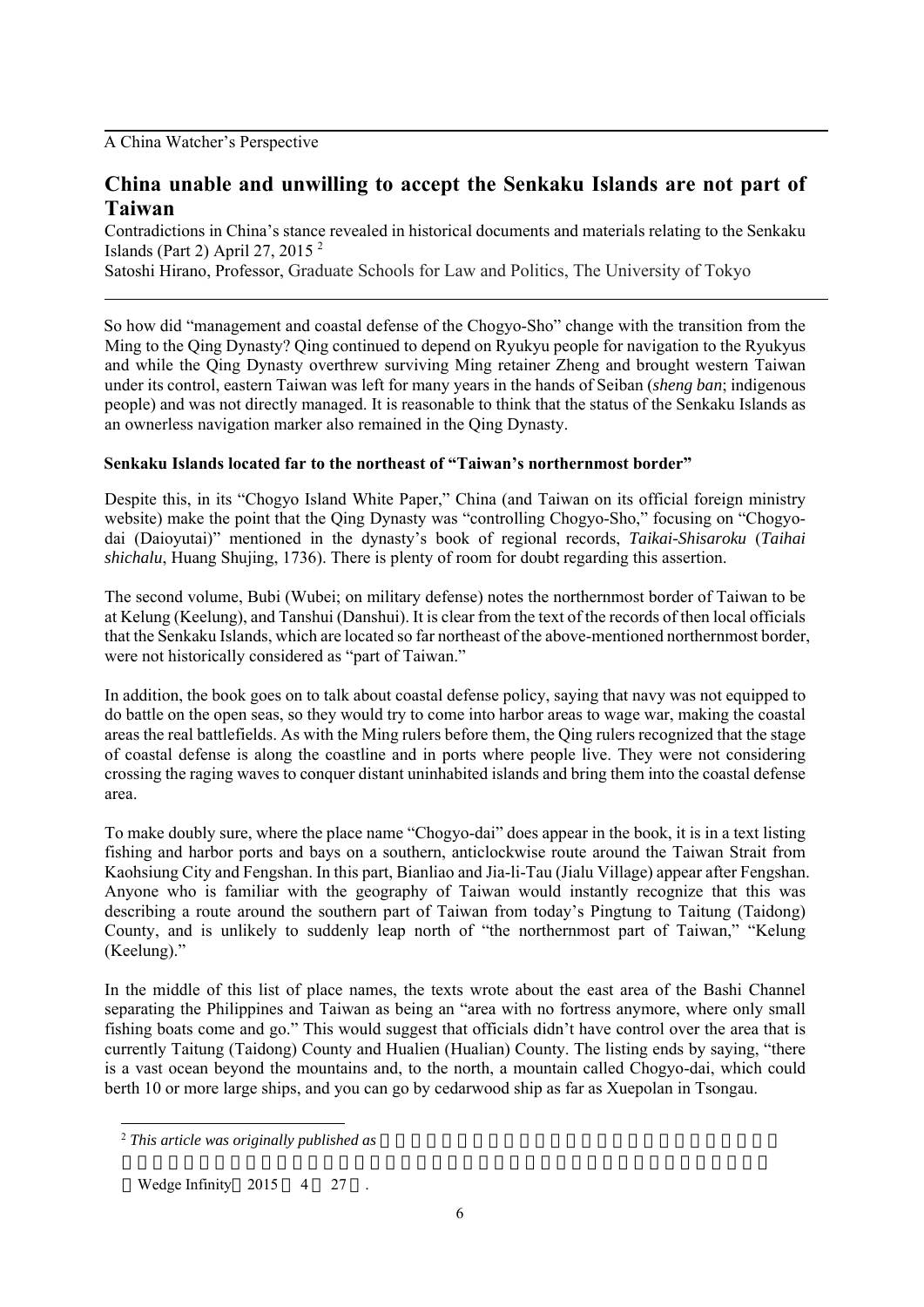A China Watcher's Perspective

# China unable and unwilling to accept the Senkaku Islands are not part of Taiwan

Contradictions in China's stance revealed in historical documents and materials relating to the Senkaku Islands (Part 2) April 27, 2015 [2]

Satoshi Hirano, Professor, Graduate Schools for Law and Politics, The University of Tokyo

---

So how did "management and coastal defense of the Chogyo-Sho" change with the transition from the Ming to the Qing Dynasty? Qing continued to depend on Ryukyu people for navigation to the Ryukyus and while the Qing Dynasty overthrew surviving Ming retainer Zheng and brought western Taiwan under its control, eastern Taiwan was left for many years in the hands of Seiban (*sheng ban*; indigenous people) and was not directly managed. It is reasonable to think that the status of the Senkaku Islands as an ownerless navigation marker also remained in the Qing Dynasty.

### Senkaku Islands located far to the northeast of "Taiwan's northernmost border"

Despite this, in its "Chogyo Island White Paper," China (and Taiwan on its official foreign ministry website) make the point that the Qing Dynasty was "controlling Chogyo-Sho," focusing on "Chogyo-dai (Daioyutai)" mentioned in the dynasty's book of regional records, *Taikai-Shisaroku* (*Taihai shichalu*, Huang Shujing, 1736). There is plenty of room for doubt regarding this assertion.

The second volume, Bubi (Wubei; on military defense) notes the northernmost border of Taiwan to be at Kelung (Keelung), and Tanshui (Danshui). It is clear from the text of the records of then local officials that the Senkaku Islands, which are located so far northeast of the above-mentioned northernmost border, were not historically considered as "part of Taiwan."

In addition, the book goes on to talk about coastal defense policy, saying that navy was not equipped to do battle on the open seas, so they would try to come into harbor areas to wage war, making the coastal areas the real battlefields. As with the Ming rulers before them, the Qing rulers recognized that the stage of coastal defense is along the coastline and in ports where people live. They were not considering crossing the raging waves to conquer distant uninhabited islands and bring them into the coastal defense area.

To make doubly sure, where the place name "Chogyo-dai" does appear in the book, it is in a text listing fishing and harbor ports and bays on a southern, anticlockwise route around the Taiwan Strait from Kaohsiung City and Fengshan. In this part, Bianliao and Jia-li-Tau (Jialu Village) appear after Fengshan. Anyone who is familiar with the geography of Taiwan would instantly recognize that this was describing a route around the southern part of Taiwan from today's Pingtung to Taitung (Taidong) County, and is unlikely to suddenly leap north of "the northernmost part of Taiwan," "Kelung (Keelung)."

In the middle of this list of place names, the texts wrote about the east area of the Bashi Channel separating the Philippines and Taiwan as being an "area with no fortress anymore, where only small fishing boats come and go." This would suggest that officials didn't have control over the area that is currently Taitung (Taidong) County and Hualien (Hualian) County. The listing ends by saying, "there is a vast ocean beyond the mountains and, to the north, a mountain called Chogyo-dai, which could berth 10 or more large ships, and you can go by cedarwood ship as far as Xuepolan in Tsongau.

---

[2] *This article was originally published as*

Wedge Infinity 2015 4 27 .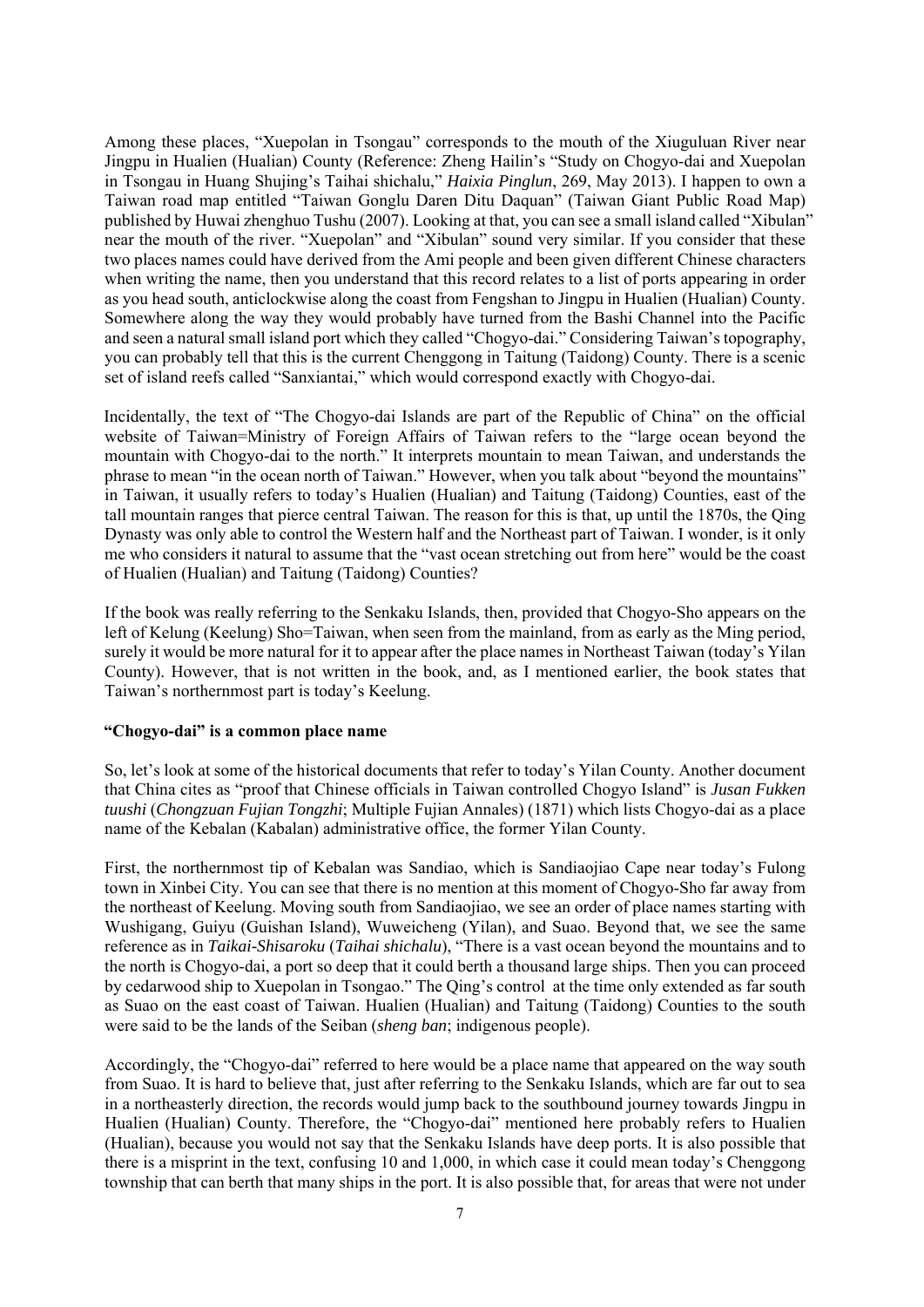Among these places, "Xuepolan in Tsongau" corresponds to the mouth of the Xiuguluan River near Jingpu in Hualien (Hualian) County (Reference: Zheng Hailin's "Study on Chogyo-dai and Xuepolan in Tsongau in Huang Shujing's Taihai shichalu," *Haixia Pinglun*, 269, May 2013). I happen to own a Taiwan road map entitled "Taiwan Gonglu Daren Ditu Daquan" (Taiwan Giant Public Road Map) published by Huwai zhenghuo Tushu (2007). Looking at that, you can see a small island called "Xibulan" near the mouth of the river. "Xuepolan" and "Xibulan" sound very similar. If you consider that these two places names could have derived from the Ami people and been given different Chinese characters when writing the name, then you understand that this record relates to a list of ports appearing in order as you head south, anticlockwise along the coast from Fengshan to Jingpu in Hualien (Hualian) County. Somewhere along the way they would probably have turned from the Bashi Channel into the Pacific and seen a natural small island port which they called "Chogyo-dai." Considering Taiwan's topography, you can probably tell that this is the current Chenggong in Taitung (Taidong) County. There is a scenic set of island reefs called "Sanxiantai," which would correspond exactly with Chogyo-dai.

Incidentally, the text of "The Chogyo-dai Islands are part of the Republic of China" on the official website of Taiwan=Ministry of Foreign Affairs of Taiwan refers to the "large ocean beyond the mountain with Chogyo-dai to the north." It interprets mountain to mean Taiwan, and understands the phrase to mean "in the ocean north of Taiwan." However, when you talk about "beyond the mountains" in Taiwan, it usually refers to today's Hualien (Hualian) and Taitung (Taidong) Counties, east of the tall mountain ranges that pierce central Taiwan. The reason for this is that, up until the 1870s, the Qing Dynasty was only able to control the Western half and the Northeast part of Taiwan. I wonder, is it only me who considers it natural to assume that the "vast ocean stretching out from here" would be the coast of Hualien (Hualian) and Taitung (Taidong) Counties?

If the book was really referring to the Senkaku Islands, then, provided that Chogyo-Sho appears on the left of Kelung (Keelung) Sho=Taiwan, when seen from the mainland, from as early as the Ming period, surely it would be more natural for it to appear after the place names in Northeast Taiwan (today's Yilan County). However, that is not written in the book, and, as I mentioned earlier, the book states that Taiwan's northernmost part is today's Keelung.

**"Chogyo-dai" is a common place name**

So, let's look at some of the historical documents that refer to today's Yilan County. Another document that China cites as "proof that Chinese officials in Taiwan controlled Chogyo Island" is *Jusan Fukken tuushi* (*Chongzuan Fujian Tongzhi*; Multiple Fujian Annales) (1871) which lists Chogyo-dai as a place name of the Kebalan (Kabalan) administrative office, the former Yilan County.

First, the northernmost tip of Kebalan was Sandiao, which is Sandiaojiao Cape near today's Fulong town in Xinbei City. You can see that there is no mention at this moment of Chogyo-Sho far away from the northeast of Keelung. Moving south from Sandiaojiao, we see an order of place names starting with Wushigang, Guiyu (Guishan Island), Wuweicheng (Yilan), and Suao. Beyond that, we see the same reference as in *Taikai-Shisaroku* (*Taihai shichalu*), "There is a vast ocean beyond the mountains and to the north is Chogyo-dai, a port so deep that it could berth a thousand large ships. Then you can proceed by cedarwood ship to Xuepolan in Tsongao." The Qing's control at the time only extended as far south as Suao on the east coast of Taiwan. Hualien (Hualian) and Taitung (Taidong) Counties to the south were said to be the lands of the Seiban (*sheng ban*; indigenous people).

Accordingly, the "Chogyo-dai" referred to here would be a place name that appeared on the way south from Suao. It is hard to believe that, just after referring to the Senkaku Islands, which are far out to sea in a northeasterly direction, the records would jump back to the southbound journey towards Jingpu in Hualien (Hualian) County. Therefore, the "Chogyo-dai" mentioned here probably refers to Hualien (Hualian), because you would not say that the Senkaku Islands have deep ports. It is also possible that there is a misprint in the text, confusing 10 and 1,000, in which case it could mean today's Chenggong township that can berth that many ships in the port. It is also possible that, for areas that were not under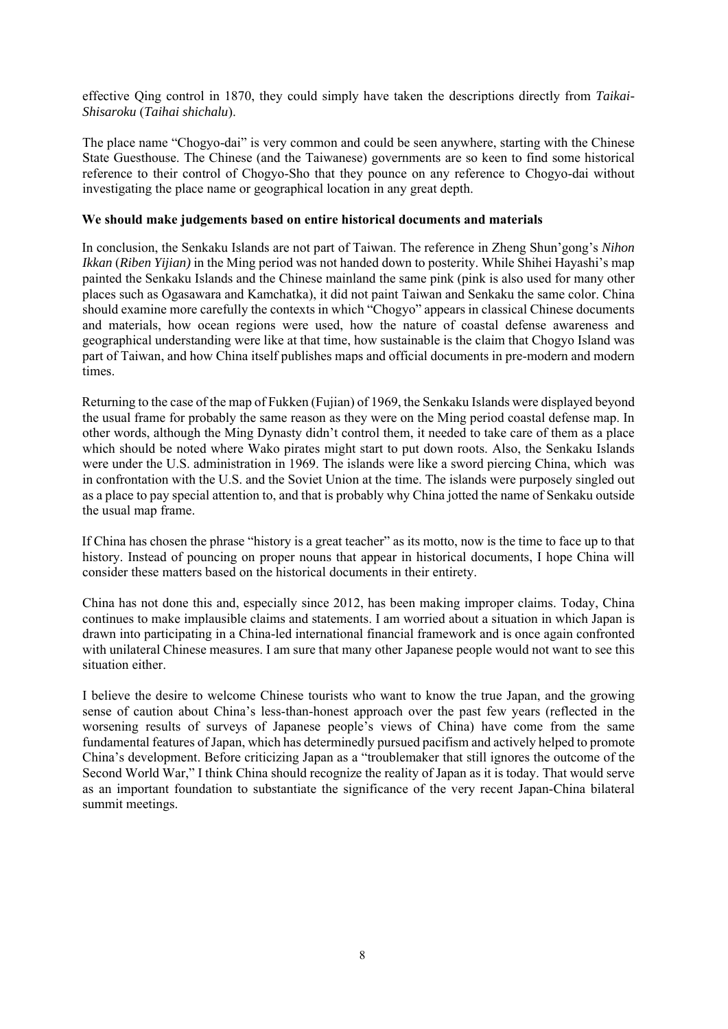effective Qing control in 1870, they could simply have taken the descriptions directly from *Taikai-Shisaroku* (*Taihai shichalu*).

The place name "Chogyo-dai" is very common and could be seen anywhere, starting with the Chinese State Guesthouse. The Chinese (and the Taiwanese) governments are so keen to find some historical reference to their control of Chogyo-Sho that they pounce on any reference to Chogyo-dai without investigating the place name or geographical location in any great depth.

**We should make judgements based on entire historical documents and materials**

In conclusion, the Senkaku Islands are not part of Taiwan. The reference in Zheng Shun'gong's *Nihon Ikkan* (*Riben Yijian)* in the Ming period was not handed down to posterity. While Shihei Hayashi's map painted the Senkaku Islands and the Chinese mainland the same pink (pink is also used for many other places such as Ogasawara and Kamchatka), it did not paint Taiwan and Senkaku the same color. China should examine more carefully the contexts in which "Chogyo" appears in classical Chinese documents and materials, how ocean regions were used, how the nature of coastal defense awareness and geographical understanding were like at that time, how sustainable is the claim that Chogyo Island was part of Taiwan, and how China itself publishes maps and official documents in pre-modern and modern times.

Returning to the case of the map of Fukken (Fujian) of 1969, the Senkaku Islands were displayed beyond the usual frame for probably the same reason as they were on the Ming period coastal defense map. In other words, although the Ming Dynasty didn't control them, it needed to take care of them as a place which should be noted where Wako pirates might start to put down roots. Also, the Senkaku Islands were under the U.S. administration in 1969. The islands were like a sword piercing China, which was in confrontation with the U.S. and the Soviet Union at the time. The islands were purposely singled out as a place to pay special attention to, and that is probably why China jotted the name of Senkaku outside the usual map frame.

If China has chosen the phrase "history is a great teacher" as its motto, now is the time to face up to that history. Instead of pouncing on proper nouns that appear in historical documents, I hope China will consider these matters based on the historical documents in their entirety.

China has not done this and, especially since 2012, has been making improper claims. Today, China continues to make implausible claims and statements. I am worried about a situation in which Japan is drawn into participating in a China-led international financial framework and is once again confronted with unilateral Chinese measures. I am sure that many other Japanese people would not want to see this situation either.

I believe the desire to welcome Chinese tourists who want to know the true Japan, and the growing sense of caution about China's less-than-honest approach over the past few years (reflected in the worsening results of surveys of Japanese people's views of China) have come from the same fundamental features of Japan, which has determinedly pursued pacifism and actively helped to promote China's development. Before criticizing Japan as a "troublemaker that still ignores the outcome of the Second World War," I think China should recognize the reality of Japan as it is today. That would serve as an important foundation to substantiate the significance of the very recent Japan-China bilateral summit meetings.